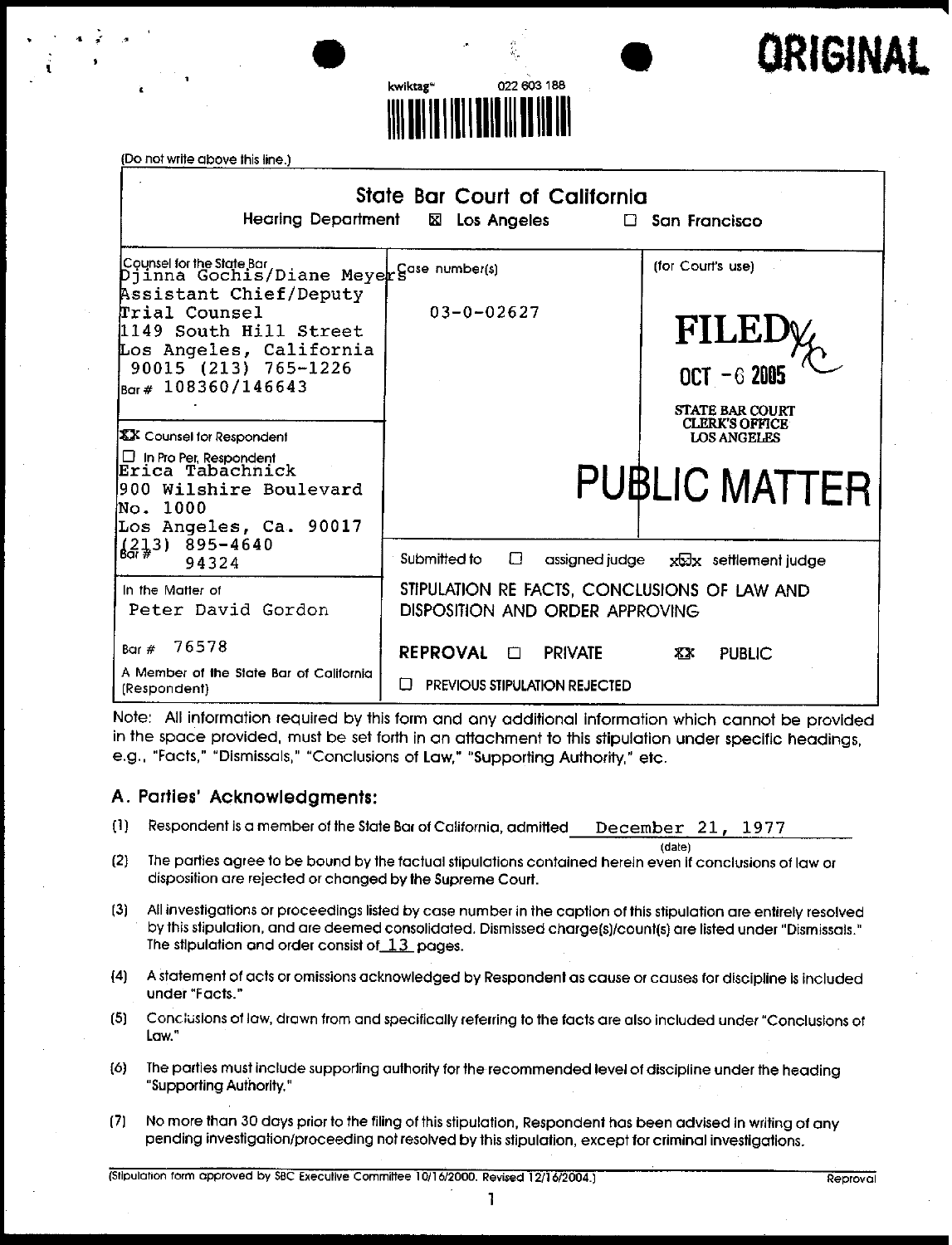ORIGINAL

kwiktag® 022 603 188

(Do not write above this line.)

## State Bar Court of California

Hearing Department ☒ Los Angeles ☐ San Francisco

| Counsel for the State Bar | Case number(s) | (for Court's use) |
|---|---|---|
| Djinna Gochis/Diane Meyers<br>Assistant Chief/Deputy Trial Counsel<br>1149 South Hill Street<br>Los Angeles, California 90015 (213) 765-1226<br>Bar # 108360/146643 | 03-O-02627 | FILED<br>OCT -6 2005<br>STATE BAR COURT CLERK'S OFFICE LOS ANGELES<br><br>PUBLIC MATTER |
| XX Counsel for Respondent<br>☐ In Pro Per, Respondent<br>Erica Tabachnick<br>900 Wilshire Boulevard<br>No. 1000<br>Los Angeles, Ca. 90017<br>(213) 895-4640<br>Bar # 94324 | | |
| In the Matter of<br>Peter David Gordon<br><br>Bar # 76578<br><br>A Member of the State Bar of California (Respondent) | Submitted to ☐ assigned judge XX settlement judge<br><br>STIPULATION RE FACTS, CONCLUSIONS OF LAW AND DISPOSITION AND ORDER APPROVING<br><br>REPROVAL ☐ PRIVATE XX PUBLIC<br><br>☐ PREVIOUS STIPULATION REJECTED | |

Note: All information required by this form and any additional information which cannot be provided in the space provided, must be set forth in an attachment to this stipulation under specific headings, e.g., "Facts," "Dismissals," "Conclusions of Law," "Supporting Authority," etc.

## A. Parties' Acknowledgments:

(1) Respondent is a member of the State Bar of California, admitted December 21, 1977 (date)

(2) The parties agree to be bound by the factual stipulations contained herein even if conclusions of law or disposition are rejected or changed by the Supreme Court.

(3) All investigations or proceedings listed by case number in the caption of this stipulation are entirely resolved by this stipulation, and are deemed consolidated. Dismissed charge(s)/count(s) are listed under "Dismissals." The stipulation and order consist of 13 pages.

(4) A statement of acts or omissions acknowledged by Respondent as cause or causes for discipline is included under "Facts."

(5) Conclusions of law, drawn from and specifically referring to the facts are also included under "Conclusions of Law."

(6) The parties must include supporting authority for the recommended level of discipline under the heading "Supporting Authority."

(7) No more than 30 days prior to the filing of this stipulation, Respondent has been advised in writing of any pending investigation/proceeding not resolved by this stipulation, except for criminal investigations.

(Stipulation form approved by SBC Executive Committee 10/16/2000. Revised 12/16/2004.) Reproval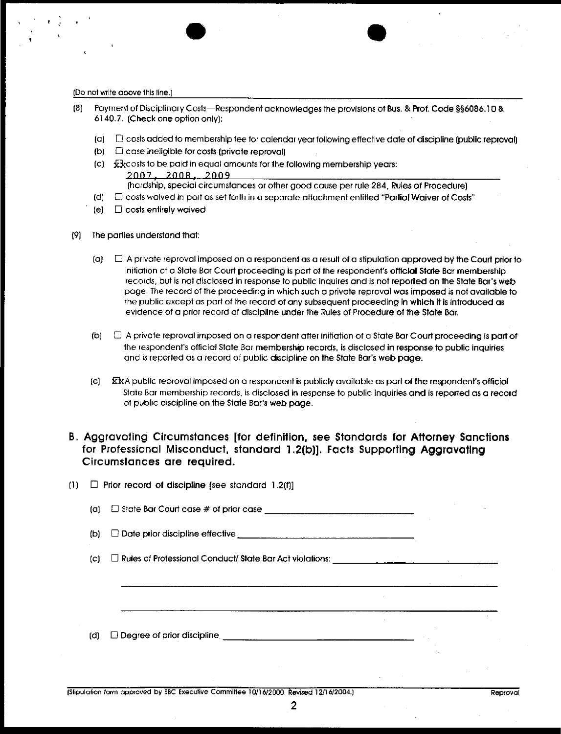(Do not write above this line.)

(8) Payment of Disciplinary Costs—Respondent acknowledges the provisions of Bus. & Prof. Code §§6086.10 & 6140.7. (Check one option only):

- (a) ☐ costs added to membership fee for calendar year following effective date of discipline (public reproval)
- (b) ☐ case ineligible for costs (private reproval)
- (c) ☒ costs to be paid in equal amounts for the following membership years: 2007, 2008, 2009
  (hardship, special circumstances or other good cause per rule 284, Rules of Procedure)
- (d) ☐ costs waived in part as set forth in a separate attachment entitled "Partial Waiver of Costs"
- (e) ☐ costs entirely waived

(9) The parties understand that:

- (a) ☐ A private reproval imposed on a respondent as a result of a stipulation approved by the Court prior to initiation of a State Bar Court proceeding is part of the respondent's official State Bar membership records, but is not disclosed in response to public inquires and is not reported on the State Bar's web page. The record of the proceeding in which such a private reproval was imposed is not available to the public except as part of the record of any subsequent proceeding in which it is introduced as evidence of a prior record of discipline under the Rules of Procedure of the State Bar.

- (b) ☐ A private reproval imposed on a respondent after initiation of a State Bar Court proceeding is part of the respondent's official State Bar membership records, is disclosed in response to public inquiries and is reported as a record of public discipline on the State Bar's web page.

- (c) ☒ A public reproval imposed on a respondent is publicly available as part of the respondent's official State Bar membership records, is disclosed in response to public inquiries and is reported as a record of public discipline on the State Bar's web page.

## B. Aggravating Circumstances [for definition, see Standards for Attorney Sanctions for Professional Misconduct, standard 1.2(b)]. Facts Supporting Aggravating Circumstances are required.

(1) ☐ **Prior record of discipline** [see standard 1.2(f)]

- (a) ☐ State Bar Court case # of prior case ______________________
- (b) ☐ Date prior discipline effective ______________________
- (c) ☐ Rules of Professional Conduct/ State Bar Act violations: ______________________
- (d) ☐ Degree of prior discipline ______________________

(Stipulation form approved by SBC Executive Committee 10/16/2000. Revised 12/16/2004.) Reproval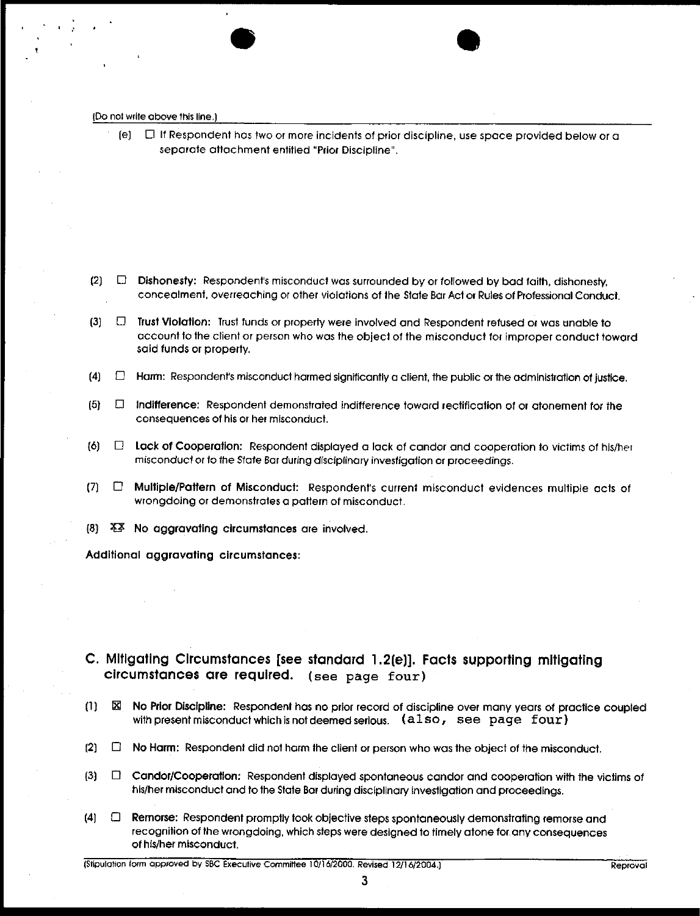(Do not write above this line.)

(e) ☐ If Respondent has two or more incidents of prior discipline, use space provided below or a separate attachment entitled "Prior Discipline".

(2) ☐ **Dishonesty:** Respondent's misconduct was surrounded by or followed by bad faith, dishonesty, concealment, overreaching or other violations of the State Bar Act or Rules of Professional Conduct.

(3) ☐ **Trust Violation:** Trust funds or property were involved and Respondent refused or was unable to account to the client or person who was the object of the misconduct for improper conduct toward said funds or property.

(4) ☐ **Harm:** Respondent's misconduct harmed significantly a client, the public or the administration of justice.

(5) ☐ **Indifference:** Respondent demonstrated indifference toward rectification of or atonement for the consequences of his or her misconduct.

(6) ☐ **Lack of Cooperation:** Respondent displayed a lack of candor and cooperation to victims of his/her misconduct or to the State Bar during disciplinary investigation or proceedings.

(7) ☐ **Multiple/Pattern of Misconduct:** Respondent's current misconduct evidences multiple acts of wrongdoing or demonstrates a pattern of misconduct.

(8) ☒ **No aggravating circumstances are involved.**

**Additional aggravating circumstances:**

## C. Mitigating Circumstances [see standard 1.2(e)]. Facts supporting mitigating circumstances are required. (see page four)

(1) ☒ **No Prior Discipline:** Respondent has no prior record of discipline over many years of practice coupled with present misconduct which is not deemed serious. (also, see page four)

(2) ☐ **No Harm:** Respondent did not harm the client or person who was the object of the misconduct.

(3) ☐ **Candor/Cooperation:** Respondent displayed spontaneous candor and cooperation with the victims of his/her misconduct and to the State Bar during disciplinary investigation and proceedings.

(4) ☐ **Remorse:** Respondent promptly took objective steps spontaneously demonstrating remorse and recognition of the wrongdoing, which steps were designed to timely atone for any consequences of his/her misconduct.

(Stipulation form approved by SBC Executive Committee 10/16/2000. Revised 12/16/2004.) Reproval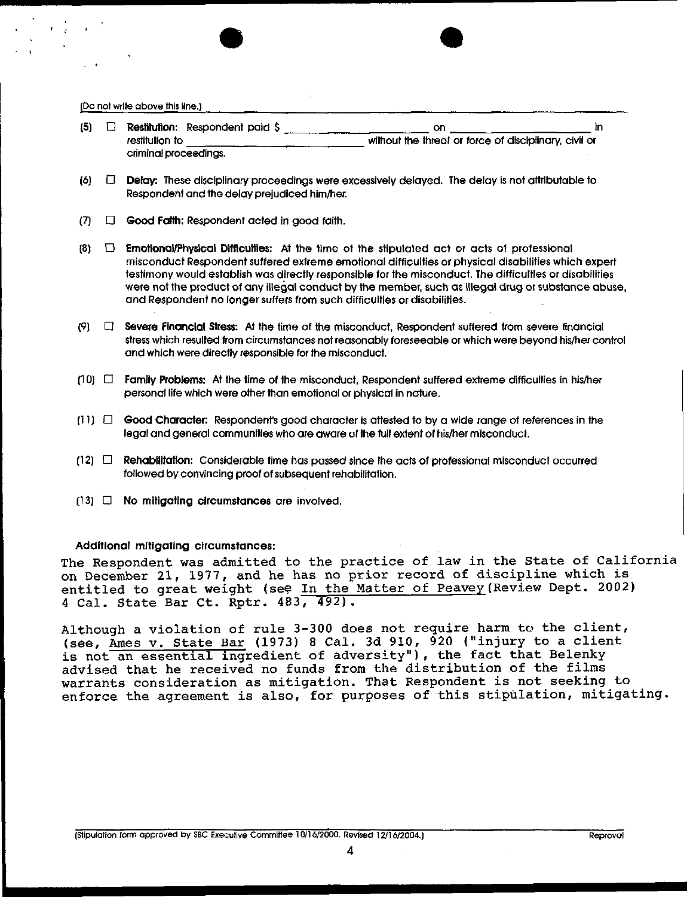(Do not write above this line.)

(5) ☐ **Restitution:** Respondent paid $ ______________________ on ______________________ in restitution to ______________________ without the threat or force of disciplinary, civil or criminal proceedings.

(6) ☐ **Delay:** These disciplinary proceedings were excessively delayed. The delay is not attributable to Respondent and the delay prejudiced him/her.

(7) ☐ **Good Faith:** Respondent acted in good faith.

(8) ☐ **Emotional/Physical Difficulties:** At the time of the stipulated act or acts of professional misconduct Respondent suffered extreme emotional difficulties or physical disabilities which expert testimony would establish was directly responsible for the misconduct. The difficulties or disabilities were not the product of any illegal conduct by the member, such as illegal drug or substance abuse, and Respondent no longer suffers from such difficulties or disabilities.

(9) ☐ **Severe Financial Stress:** At the time of the misconduct, Respondent suffered from severe financial stress which resulted from circumstances not reasonably foreseeable or which were beyond his/her control and which were directly responsible for the misconduct.

(10) ☐ **Family Problems:** At the time of the misconduct, Respondent suffered extreme difficulties in his/her personal life which were other than emotional or physical in nature.

(11) ☐ **Good Character:** Respondent's good character is attested to by a wide range of references in the legal and general communities who are aware of the full extent of his/her misconduct.

(12) ☐ **Rehabilitation:** Considerable time has passed since the acts of professional misconduct occurred followed by convincing proof of subsequent rehabilitation.

(13) ☐ **No mitigating circumstances** are involved.

**Additional mitigating circumstances:**

The Respondent was admitted to the practice of law in the State of California on December 21, 1977, and he has no prior record of discipline which is entitled to great weight (see In the Matter of Peavey (Review Dept. 2002) 4 Cal. State Bar Ct. Rptr. 483, 492).

Although a violation of rule 3-300 does not require harm to the client, (see, Ames v. State Bar (1973) 8 Cal. 3d 910, 920 ("injury to a client is not an essential ingredient of adversity"), the fact that Belenky advised that he received no funds from the distribution of the films warrants consideration as mitigation. That Respondent is not seeking to enforce the agreement is also, for purposes of this stipulation, mitigating.

(Stipulation form approved by SBC Executive Committee 10/16/2000. Revised 12/16/2004.) Reproval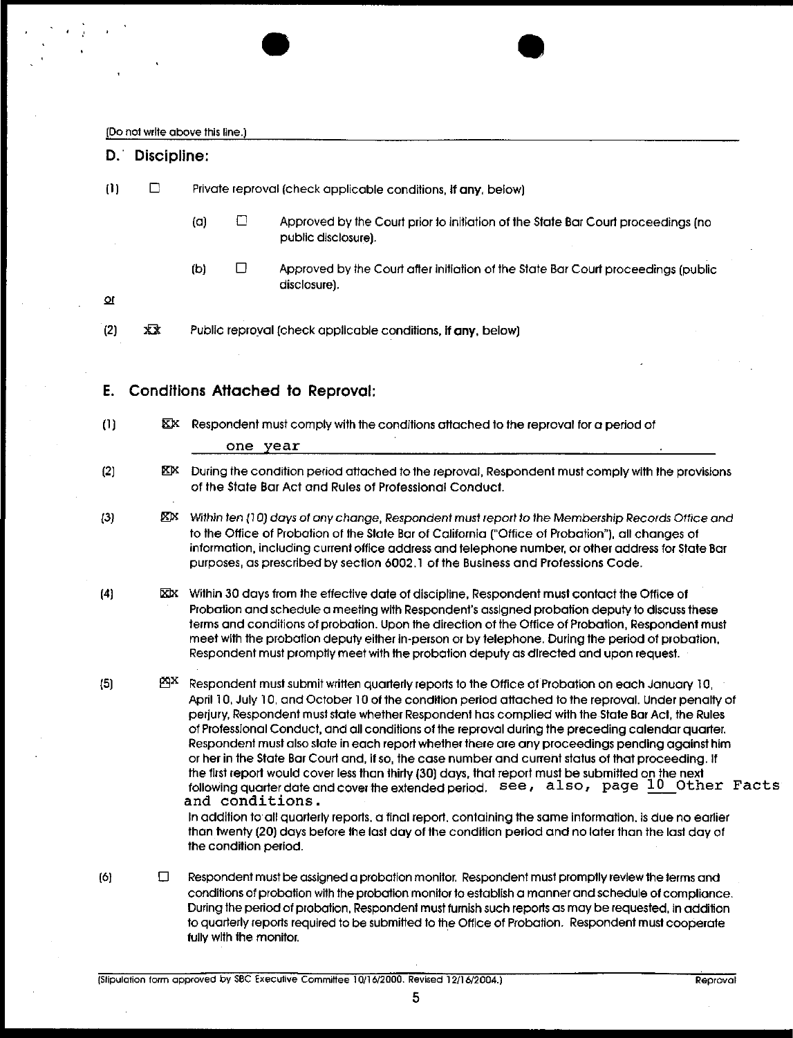(Do not write above this line.)

## D. Discipline:

(1) ☐ Private reproval (check applicable conditions, if any, below)

(a) ☐ Approved by the Court prior to initiation of the State Bar Court proceedings (no public disclosure).

(b) ☐ Approved by the Court after initiation of the State Bar Court proceedings (public disclosure).

or

(2) ☒ Public reproval (check applicable conditions, if any, below)

## E. Conditions Attached to Reproval:

(1) ☒ Respondent must comply with the conditions attached to the reproval for a period of one year.

(2) ☒ During the condition period attached to the reproval, Respondent must comply with the provisions of the State Bar Act and Rules of Professional Conduct.

(3) ☒ *Within ten (10) days of any change, Respondent must report to the Membership Records Office and* to the Office of Probation of the State Bar of California ("Office of Probation"), all changes of information, including current office address and telephone number, or other address for State Bar purposes, as prescribed by section 6002.1 of the Business and Professions Code.

(4) ☒ Within 30 days from the effective date of discipline, Respondent must contact the Office of Probation and schedule a meeting with Respondent's assigned probation deputy to discuss these terms and conditions of probation. Upon the direction of the Office of Probation, Respondent must meet with the probation deputy either in-person or by telephone. During the period of probation, Respondent must promptly meet with the probation deputy as directed and upon request.

(5) ☒ Respondent must submit written quarterly reports to the Office of Probation on each January 10, April 10, July 10, and October 10 of the condition period attached to the reproval. Under penalty of perjury, Respondent must state whether Respondent has complied with the State Bar Act, the Rules of Professional Conduct, and all conditions of the reproval during the preceding calendar quarter. Respondent must also state in each report whether there are any proceedings pending against him or her in the State Bar Court and, if so, the case number and current status of that proceeding. If the first report would cover less than thirty (30) days, that report must be submitted on the next following quarter date and cover the extended period. see, also, page 10 Other Facts and conditions.

In addition to all quarterly reports, a final report, containing the same information, is due no earlier than twenty (20) days before the last day of the condition period and no later than the last day of the condition period.

(6) ☐ Respondent must be assigned a probation monitor. Respondent must promptly review the terms and conditions of probation with the probation monitor to establish a manner and schedule of compliance. During the period of probation, Respondent must furnish such reports as may be requested, in addition to quarterly reports required to be submitted to the Office of Probation. Respondent must cooperate fully with the monitor.

(Stipulation form approved by SBC Executive Committee 10/16/2000. Revised 12/16/2004.) Reproval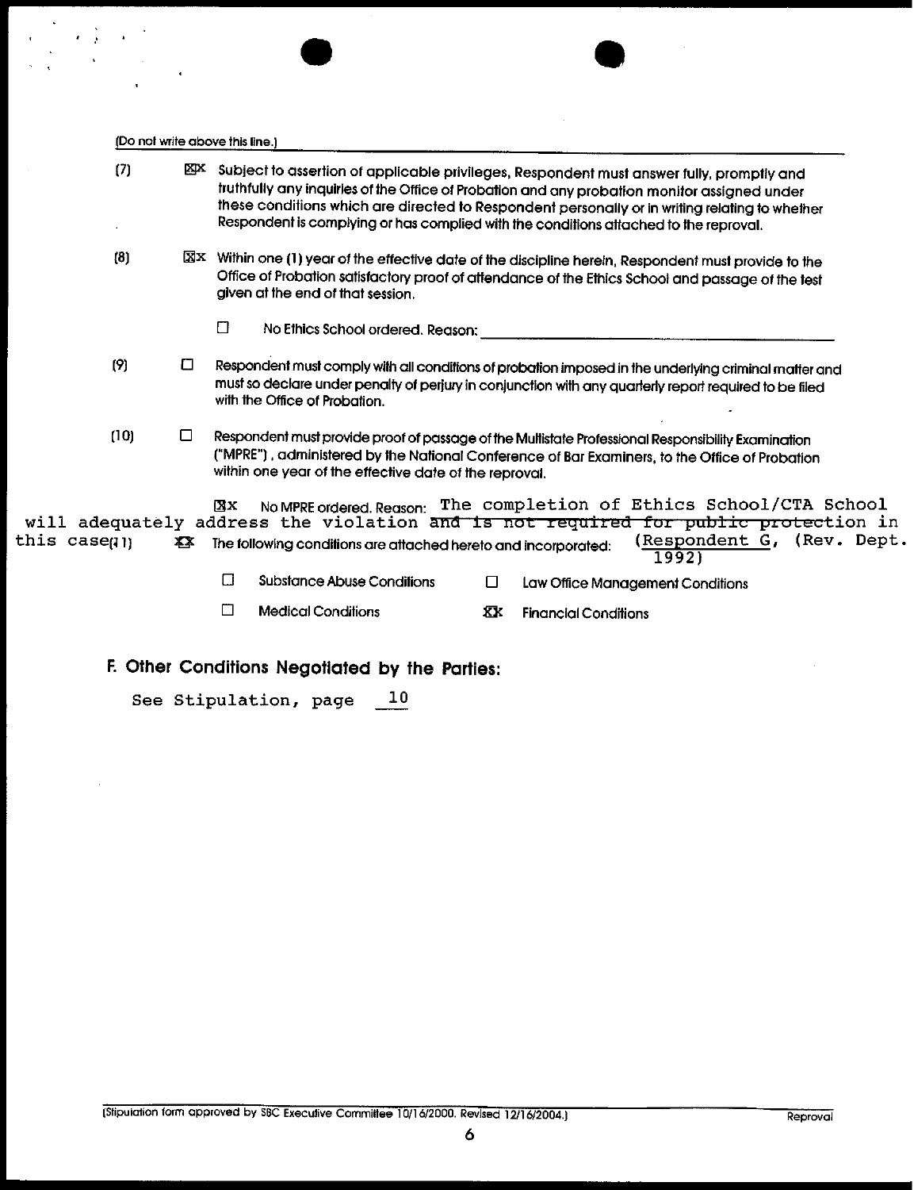(Do not write above this line.)

(7) ☒ Subject to assertion of applicable privileges, Respondent must answer fully, promptly and truthfully any inquiries of the Office of Probation and any probation monitor assigned under these conditions which are directed to Respondent personally or in writing relating to whether Respondent is complying or has complied with the conditions attached to the reproval.

(8) ☒ Within one (1) year of the effective date of the discipline herein, Respondent must provide to the Office of Probation satisfactory proof of attendance of the Ethics School and passage of the test given at the end of that session.

☐ No Ethics School ordered. Reason: \_\_\_\_\_\_\_\_\_\_\_\_\_\_\_\_\_\_\_\_

(9) ☐ Respondent must comply with all conditions of probation imposed in the underlying criminal matter and must so declare under penalty of perjury in conjunction with any quarterly report required to be filed with the Office of Probation.

(10) ☐ Respondent must provide proof of passage of the Multistate Professional Responsibility Examination ("MPRE"), administered by the National Conference of Bar Examiners, to the Office of Probation within one year of the effective date of the reproval.

☒ No MPRE ordered. Reason: The completion of Ethics School/CTA School will adequately address the violation ~~and is not required for public protection~~ in this case (Respondent G, (Rev. Dept. 1992)

(11) ☒ The following conditions are attached hereto and incorporated:

☐ Substance Abuse Conditions ☐ Law Office Management Conditions

☐ Medical Conditions ☒ Financial Conditions

## F. Other Conditions Negotiated by the Parties:

See Stipulation, page 10

(Stipulation form approved by SBC Executive Committee 10/16/2000. Revised 12/16/2004.) Reproval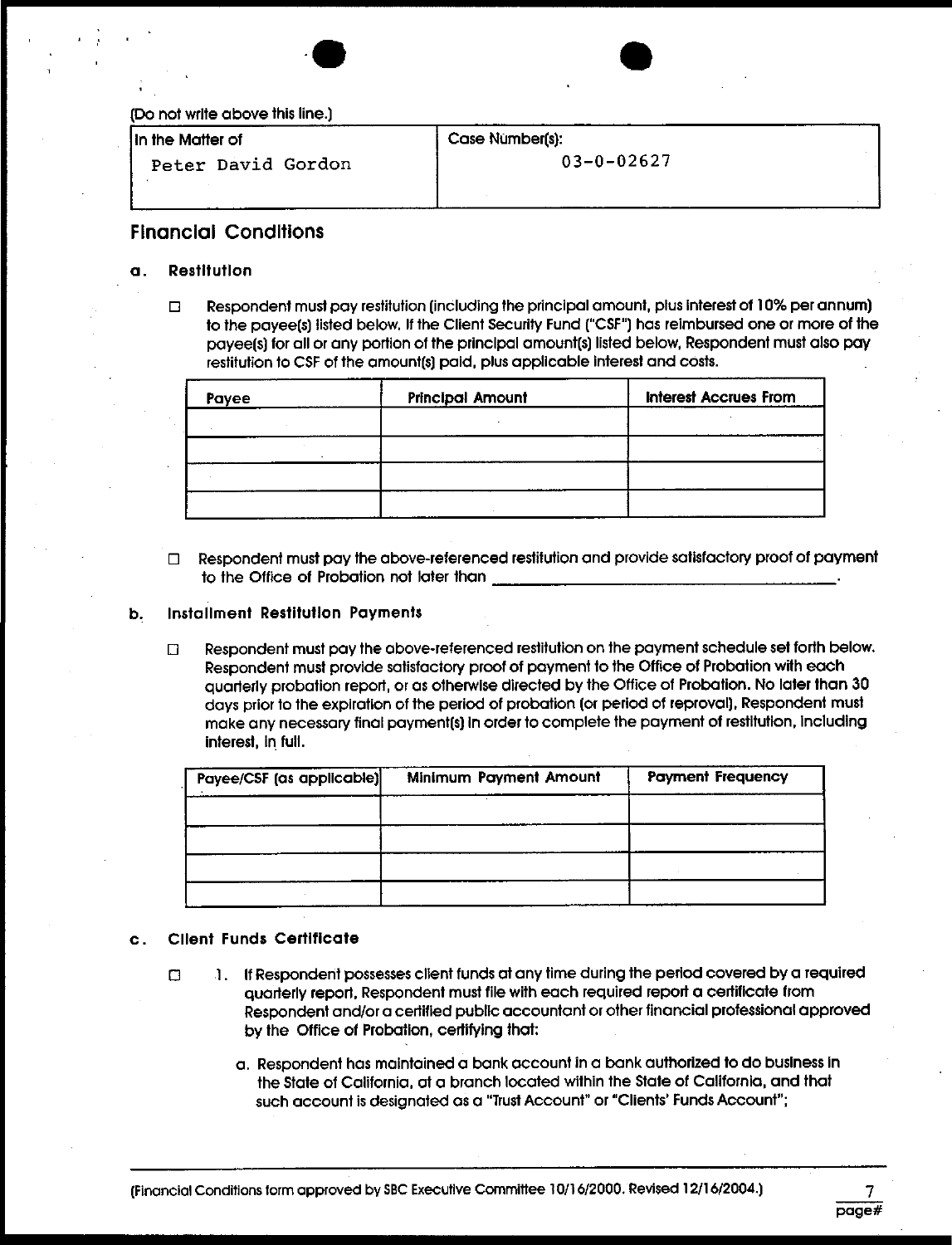(Do not write above this line.)

| In the Matter of | Case Number(s): |
|---|---|
| Peter David Gordon | 03-0-02627 |

## Financial Conditions

**a. Restitution**

☐ Respondent must pay restitution (including the principal amount, plus interest of 10% per annum) to the payee(s) listed below. If the Client Security Fund ("CSF") has reimbursed one or more of the payee(s) for all or any portion of the principal amount(s) listed below, Respondent must also pay restitution to CSF of the amount(s) paid, plus applicable interest and costs.

| Payee | Principal Amount | Interest Accrues From |
|---|---|---|
| | | |
| | | |
| | | |
| | | |

☐ Respondent must pay the above-referenced restitution and provide satisfactory proof of payment to the Office of Probation not later than \_\_\_\_\_\_\_\_\_\_\_\_\_\_\_\_\_\_\_\_\_\_\_\_\_\_\_\_\_\_\_\_\_\_\_\_\_\_\_\_.

**b. Installment Restitution Payments**

☐ Respondent must pay the above-referenced restitution on the payment schedule set forth below. Respondent must provide satisfactory proof of payment to the Office of Probation with each quarterly probation report, or as otherwise directed by the Office of Probation. No later than 30 days prior to the expiration of the period of probation (or period of reproval), Respondent must make any necessary final payment(s) in order to complete the payment of restitution, including interest, in full.

| Payee/CSF (as applicable) | Minimum Payment Amount | Payment Frequency |
|---|---|---|
| | | |
| | | |
| | | |
| | | |

**c. Client Funds Certificate**

☐ 1. If Respondent possesses client funds at any time during the period covered by a required quarterly report, Respondent must file with each required report a certificate from Respondent and/or a certified public accountant or other financial professional approved by the Office of Probation, certifying that:

a. Respondent has maintained a bank account in a bank authorized to do business in the State of California, at a branch located within the State of California, and that such account is designated as a "Trust Account" or "Clients' Funds Account";

(Financial Conditions form approved by SBC Executive Committee 10/16/2000. Revised 12/16/2004.)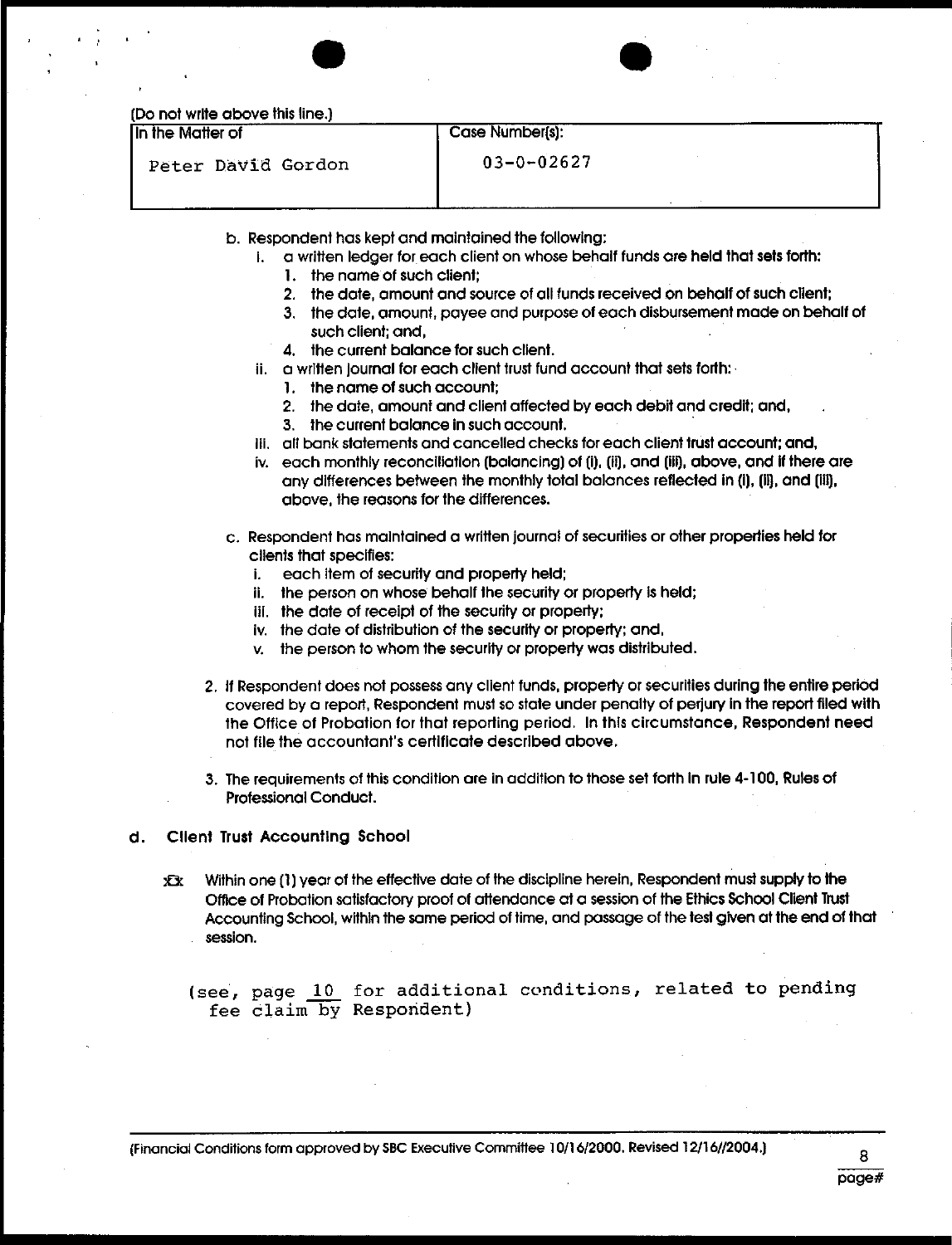(Do not write above this line.)

| In the Matter of | Case Number(s): |
|---|---|
| Peter David Gordon | 03-0-02627 |

b. Respondent has kept and maintained the following:
   i. a written ledger for each client on whose behalf funds are held that sets forth:
      1. the name of such client;
      2. the date, amount and source of all funds received on behalf of such client;
      3. the date, amount, payee and purpose of each disbursement made on behalf of such client; and,
      4. the current balance for such client.
   ii. a written journal for each client trust fund account that sets forth:
      1. the name of such account;
      2. the date, amount and client affected by each debit and credit; and,
      3. the current balance in such account.
   iii. all bank statements and cancelled checks for each client trust account; and,
   iv. each monthly reconciliation (balancing) of (i), (ii), and (iii), above, and if there are any differences between the monthly total balances reflected in (i), (ii), and (iii), above, the reasons for the differences.

c. Respondent has maintained a written journal of securities or other properties held for clients that specifies:
   i. each item of security and property held;
   ii. the person on whose behalf the security or property is held;
   iii. the date of receipt of the security or property;
   iv. the date of distribution of the security or property; and,
   v. the person to whom the security or property was distributed.

2. If Respondent does not possess any client funds, property or securities during the entire period covered by a report, Respondent must so state under penalty of perjury in the report filed with the Office of Probation for that reporting period. In this circumstance, Respondent need not file the accountant's certificate described above.

3. The requirements of this condition are in addition to those set forth in rule 4-100, Rules of Professional Conduct.

**d. Client Trust Accounting School**

☒ Within one (1) year of the effective date of the discipline herein, Respondent must supply to the Office of Probation satisfactory proof of attendance at a session of the Ethics School Client Trust Accounting School, within the same period of time, and passage of the test given at the end of that session.

(see, page 10 for additional conditions, related to pending fee claim by Respondent)

(Financial Conditions form approved by SBC Executive Committee 10/16/2000. Revised 12/16//2004.)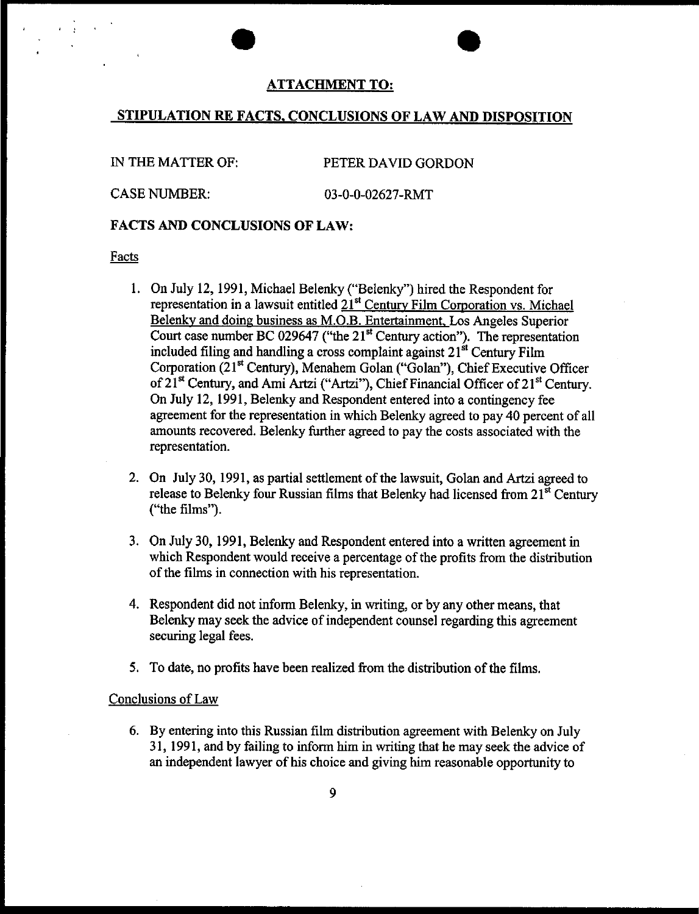## ATTACHMENT TO:

## STIPULATION RE FACTS, CONCLUSIONS OF LAW AND DISPOSITION

IN THE MATTER OF: PETER DAVID GORDON

CASE NUMBER: 03-0-0-02627-RMT

**FACTS AND CONCLUSIONS OF LAW:**

Facts

1. On July 12, 1991, Michael Belenky ("Belenky") hired the Respondent for representation in a lawsuit entitled 21st Century Film Corporation vs. Michael Belenky and doing business as M.O.B. Entertainment, Los Angeles Superior Court case number BC 029647 ("the 21st Century action"). The representation included filing and handling a cross complaint against 21st Century Film Corporation (21st Century), Menahem Golan ("Golan"), Chief Executive Officer of 21st Century, and Ami Artzi ("Artzi"), Chief Financial Officer of 21st Century. On July 12, 1991, Belenky and Respondent entered into a contingency fee agreement for the representation in which Belenky agreed to pay 40 percent of all amounts recovered. Belenky further agreed to pay the costs associated with the representation.

2. On July 30, 1991, as partial settlement of the lawsuit, Golan and Artzi agreed to release to Belenky four Russian films that Belenky had licensed from 21st Century ("the films").

3. On July 30, 1991, Belenky and Respondent entered into a written agreement in which Respondent would receive a percentage of the profits from the distribution of the films in connection with his representation.

4. Respondent did not inform Belenky, in writing, or by any other means, that Belenky may seek the advice of independent counsel regarding this agreement securing legal fees.

5. To date, no profits have been realized from the distribution of the films.

Conclusions of Law

6. By entering into this Russian film distribution agreement with Belenky on July 31, 1991, and by failing to inform him in writing that he may seek the advice of an independent lawyer of his choice and giving him reasonable opportunity to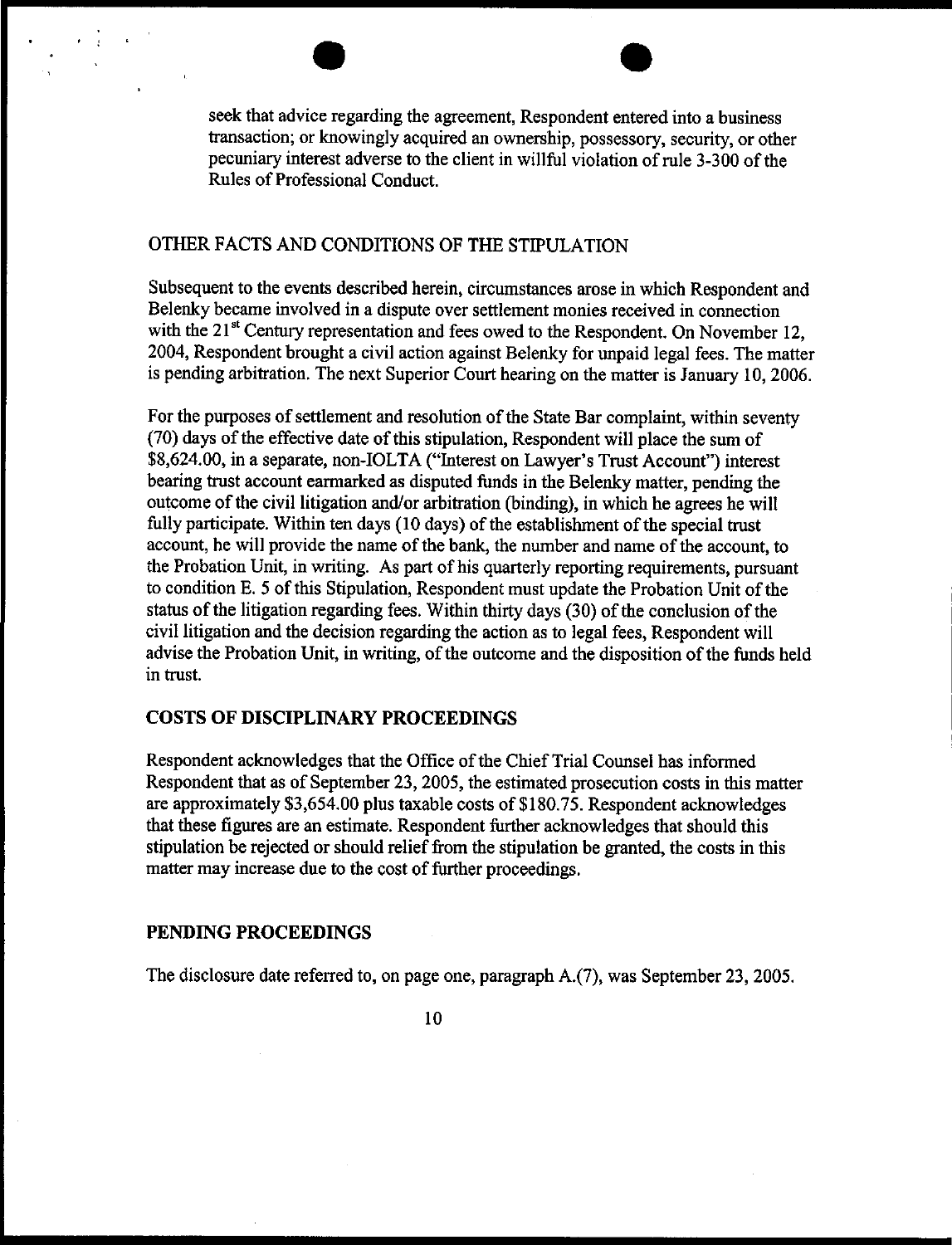seek that advice regarding the agreement, Respondent entered into a business transaction; or knowingly acquired an ownership, possessory, security, or other pecuniary interest adverse to the client in willful violation of rule 3-300 of the Rules of Professional Conduct.

## OTHER FACTS AND CONDITIONS OF THE STIPULATION

Subsequent to the events described herein, circumstances arose in which Respondent and Belenky became involved in a dispute over settlement monies received in connection with the 21st Century representation and fees owed to the Respondent. On November 12, 2004, Respondent brought a civil action against Belenky for unpaid legal fees. The matter is pending arbitration. The next Superior Court hearing on the matter is January 10, 2006.

For the purposes of settlement and resolution of the State Bar complaint, within seventy (70) days of the effective date of this stipulation, Respondent will place the sum of $8,624.00, in a separate, non-IOLTA ("Interest on Lawyer's Trust Account") interest bearing trust account earmarked as disputed funds in the Belenky matter, pending the outcome of the civil litigation and/or arbitration (binding), in which he agrees he will fully participate. Within ten days (10 days) of the establishment of the special trust account, he will provide the name of the bank, the number and name of the account, to the Probation Unit, in writing. As part of his quarterly reporting requirements, pursuant to condition E. 5 of this Stipulation, Respondent must update the Probation Unit of the status of the litigation regarding fees. Within thirty days (30) of the conclusion of the civil litigation and the decision regarding the action as to legal fees, Respondent will advise the Probation Unit, in writing, of the outcome and the disposition of the funds held in trust.

## COSTS OF DISCIPLINARY PROCEEDINGS

Respondent acknowledges that the Office of the Chief Trial Counsel has informed Respondent that as of September 23, 2005, the estimated prosecution costs in this matter are approximately $3,654.00 plus taxable costs of $180.75. Respondent acknowledges that these figures are an estimate. Respondent further acknowledges that should this stipulation be rejected or should relief from the stipulation be granted, the costs in this matter may increase due to the cost of further proceedings.

## PENDING PROCEEDINGS

The disclosure date referred to, on page one, paragraph A.(7), was September 23, 2005.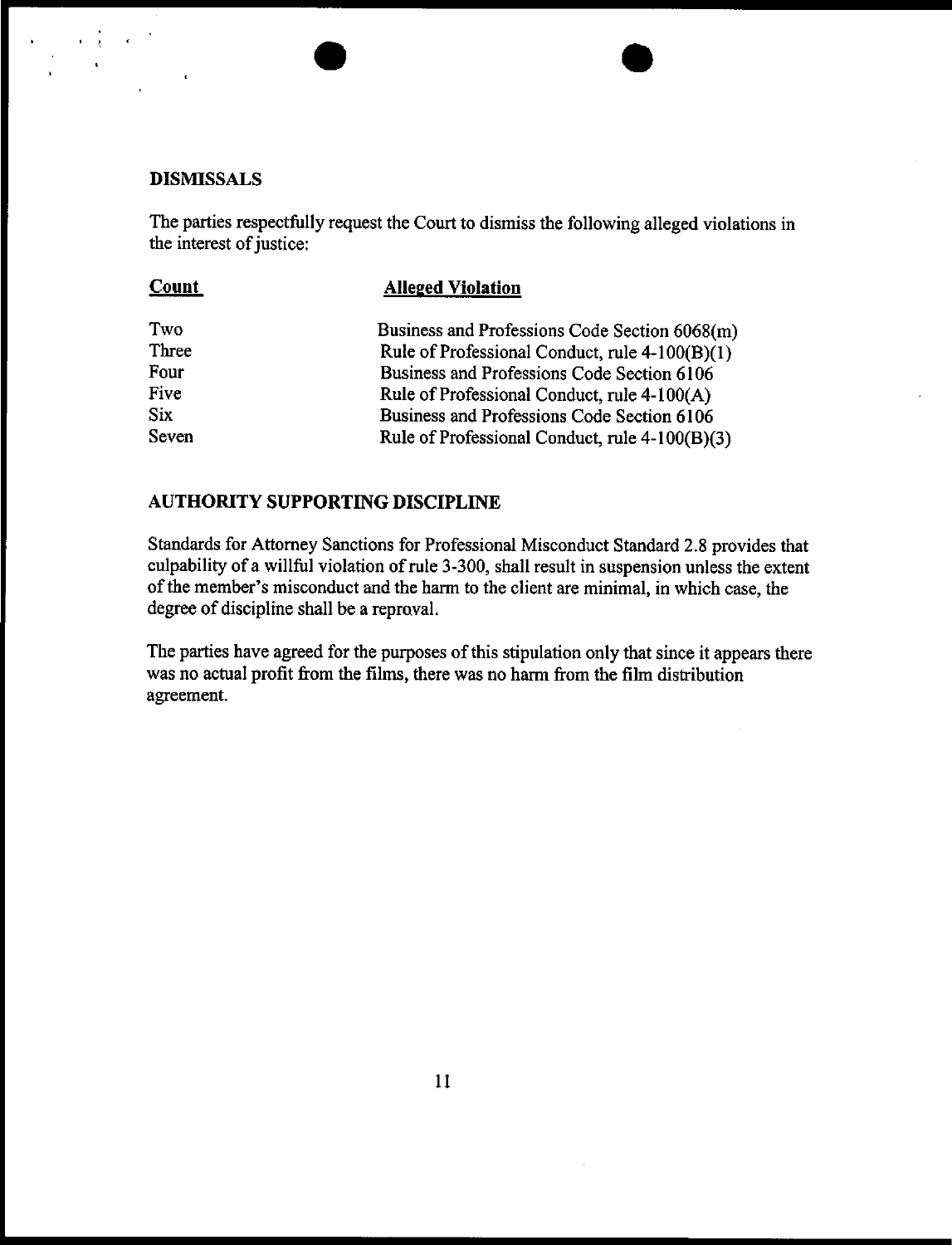## DISMISSALS

The parties respectfully request the Court to dismiss the following alleged violations in the interest of justice:

| **Count** | **Alleged Violation** |
|---|---|
| Two | Business and Professions Code Section 6068(m) |
| Three | Rule of Professional Conduct, rule 4-100(B)(1) |
| Four | Business and Professions Code Section 6106 |
| Five | Rule of Professional Conduct, rule 4-100(A) |
| Six | Business and Professions Code Section 6106 |
| Seven | Rule of Professional Conduct, rule 4-100(B)(3) |

## AUTHORITY SUPPORTING DISCIPLINE

Standards for Attorney Sanctions for Professional Misconduct Standard 2.8 provides that culpability of a willful violation of rule 3-300, shall result in suspension unless the extent of the member's misconduct and the harm to the client are minimal, in which case, the degree of discipline shall be a reproval.

The parties have agreed for the purposes of this stipulation only that since it appears there was no actual profit from the films, there was no harm from the film distribution agreement.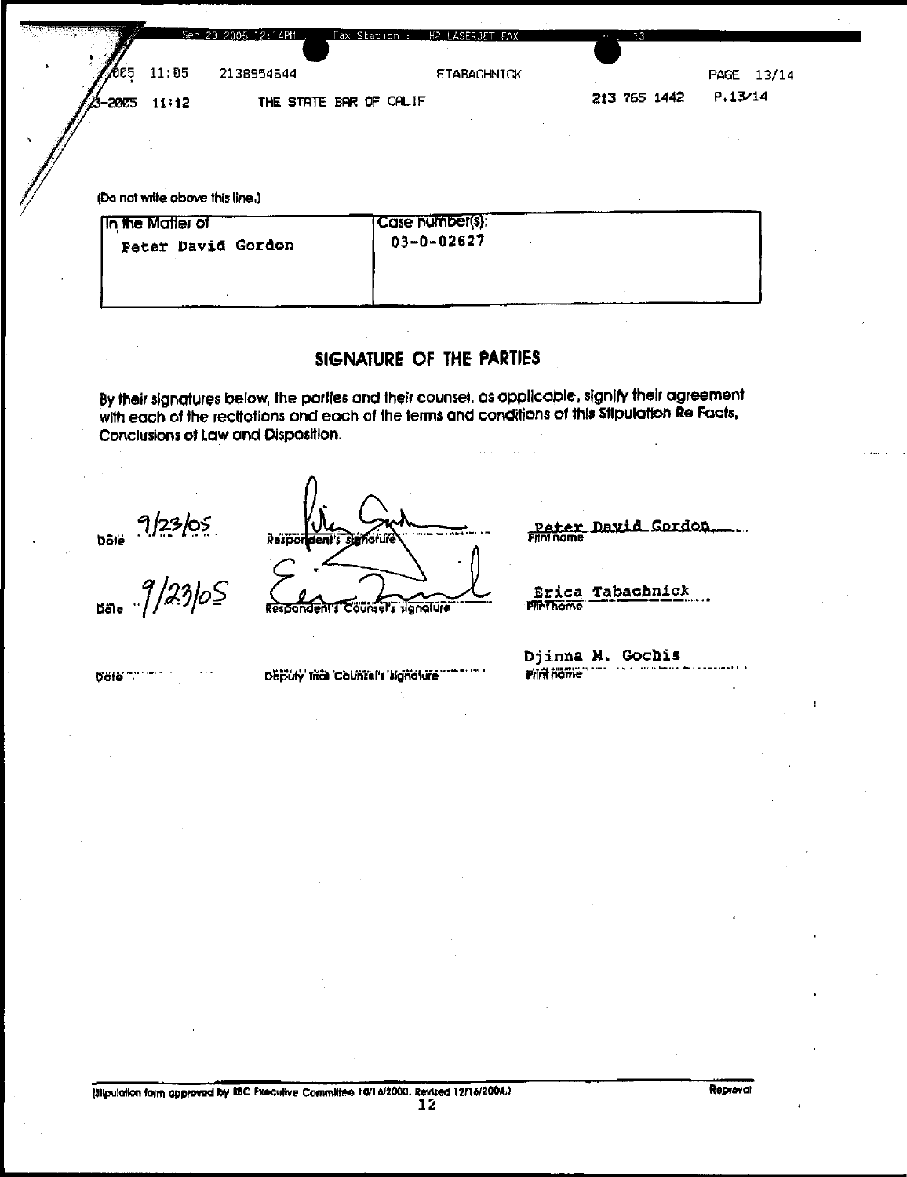(Do not write above this line.)

| In the Matter of | Case number(s): |
|---|---|
| Peter David Gordon | 03-O-02627 |

## SIGNATURE OF THE PARTIES

By their signatures below, the parties and their counsel, as applicable, signify their agreement with each of the recitations and each of the terms and conditions of this Stipulation Re Facts, Conclusions of Law and Disposition.

| Date | Signature | Print name |
|---|---|---|
| 9/23/05 | Respondent's signature | Peter David Gordon |
| 9/23/05 | Respondent's Counsel's signature | Erica Tabachnick |
| | Deputy Trial Counsel's signature | Djinna M. Gochis |

(Stipulation form approved by SBC Executive Committee 10/16/2000. Revised 12/16/2004.)

Reproval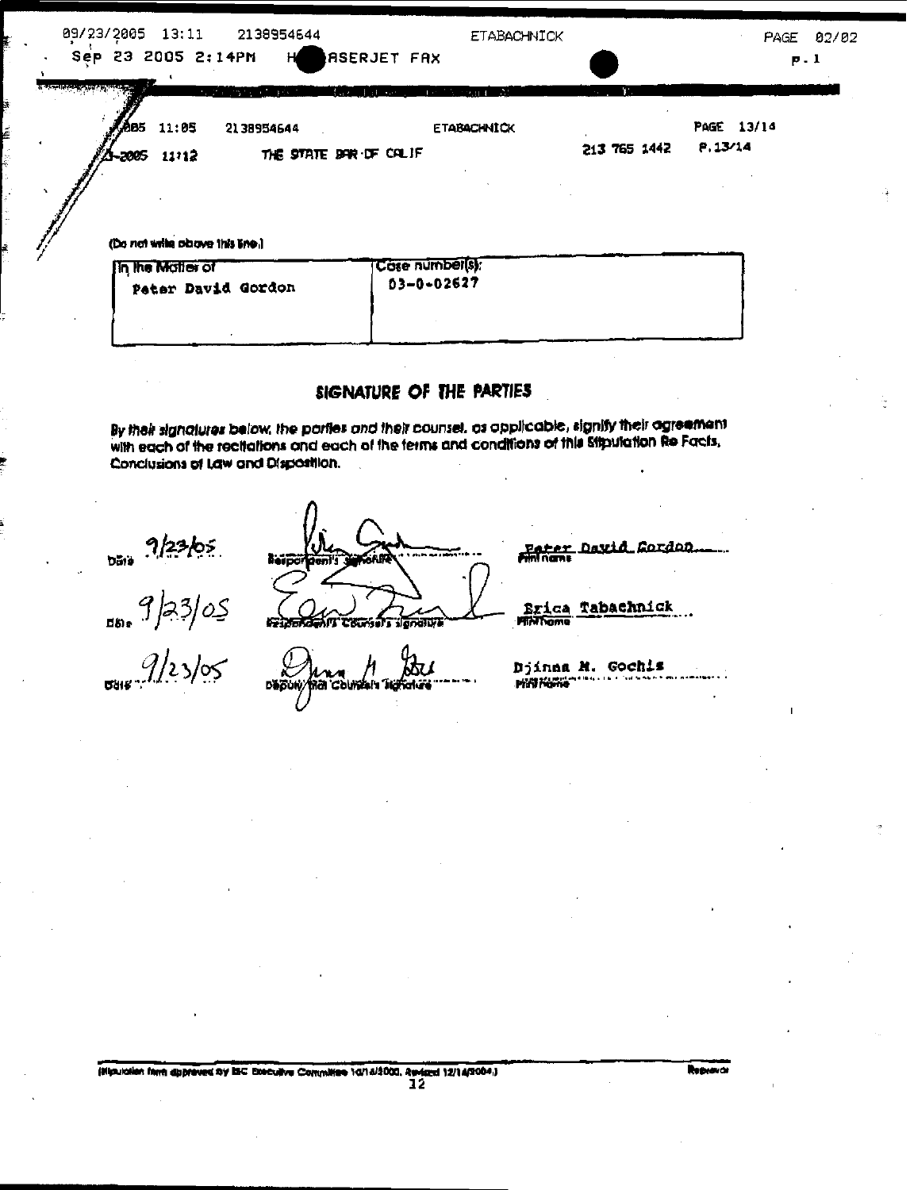(Do not write above this line.)

| In the Matter of | Case number(s): |
| --- | --- |
| Peter David Gordon | 03-O-02627 |

## SIGNATURE OF THE PARTIES

*By their signatures below, the parties and their counsel, as applicable, signify their agreement with each of the recitations and each of the terms and conditions of this Stipulation Re Facts, Conclusions of Law and Disposition.*

| Date | Signature | Print name |
| --- | --- | --- |
| 9/23/05 | Respondent's signature | Peter David Gordon |
| 9/23/05 | Respondent's Counsel's signature | Erica Tabachnick |
| 9/23/05 | Deputy Trial Counsel's signature | Djinna M. Gochis |

(Stipulation form approved by SBC Executive Committee 10/16/2000. Revised 12/16/2004.)

Reproval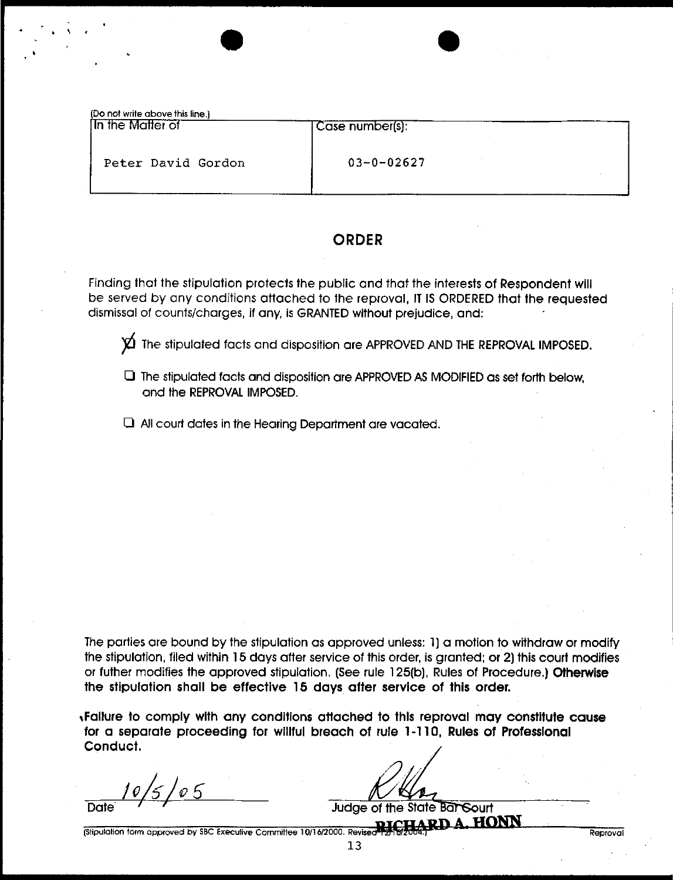(Do not write above this line.)

| In the Matter of | Case number(s): |
|---|---|
| Peter David Gordon | 03-0-02627 |

## ORDER

Finding that the stipulation protects the public and that the interests of Respondent will be served by any conditions attached to the reproval, IT IS ORDERED that the requested dismissal of counts/charges, if any, is GRANTED without prejudice, and:

- [x] The stipulated facts and disposition are APPROVED AND THE REPROVAL IMPOSED.
- [ ] The stipulated facts and disposition are APPROVED AS MODIFIED as set forth below, and the REPROVAL IMPOSED.
- [ ] All court dates in the Hearing Department are vacated.

The parties are bound by the stipulation as approved unless: 1) a motion to withdraw or modify the stipulation, filed within 15 days after service of this order, is granted; or 2) this court modifies or futher modifies the approved stipulation. (See rule 125(b), Rules of Procedure.) **Otherwise the stipulation shall be effective 15 days after service of this order.**

**Failure to comply with any conditions attached to this reproval may constitute cause for a separate proceeding for willful breach of rule 1-110, Rules of Professional Conduct.**

10/5/05
Date

Judge of the State Bar Court
RICHARD A. HONN

(Stipulation form approved by SBC Executive Committee 10/16/2000. Revised 12/16/2004.) Reproval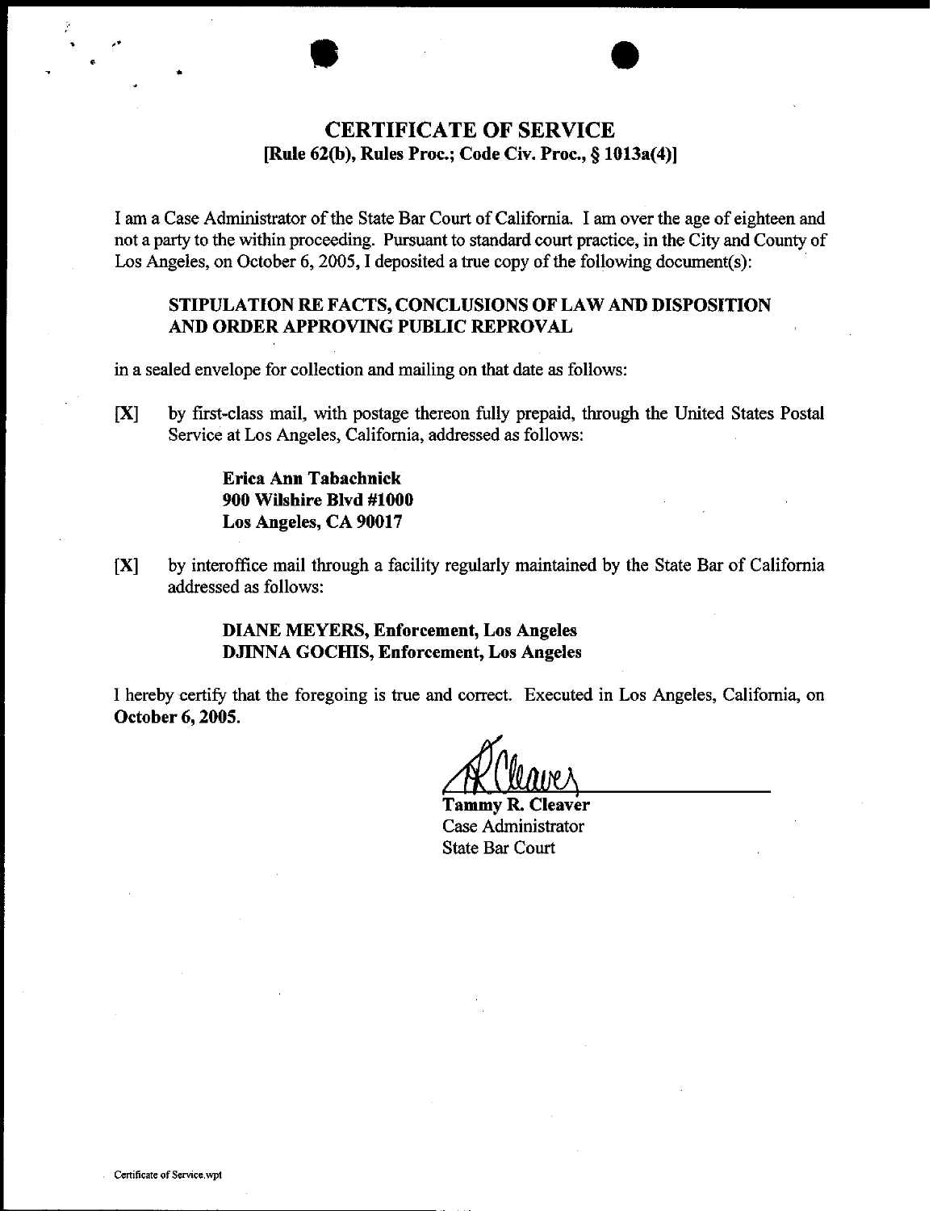# CERTIFICATE OF SERVICE

**[Rule 62(b), Rules Proc.; Code Civ. Proc., § 1013a(4)]**

I am a Case Administrator of the State Bar Court of California. I am over the age of eighteen and not a party to the within proceeding. Pursuant to standard court practice, in the City and County of Los Angeles, on October 6, 2005, I deposited a true copy of the following document(s):

**STIPULATION RE FACTS, CONCLUSIONS OF LAW AND DISPOSITION AND ORDER APPROVING PUBLIC REPROVAL**

in a sealed envelope for collection and mailing on that date as follows:

[X] by first-class mail, with postage thereon fully prepaid, through the United States Postal Service at Los Angeles, California, addressed as follows:

> **Erica Ann Tabachnick**
> **900 Wilshire Blvd #1000**
> **Los Angeles, CA 90017**

[X] by interoffice mail through a facility regularly maintained by the State Bar of California addressed as follows:

> **DIANE MEYERS, Enforcement, Los Angeles**
> **DJINNA GOCHIS, Enforcement, Los Angeles**

I hereby certify that the foregoing is true and correct. Executed in Los Angeles, California, on **October 6, 2005.**

**Tammy R. Cleaver**
Case Administrator
State Bar Court

Certificate of Service.wpt